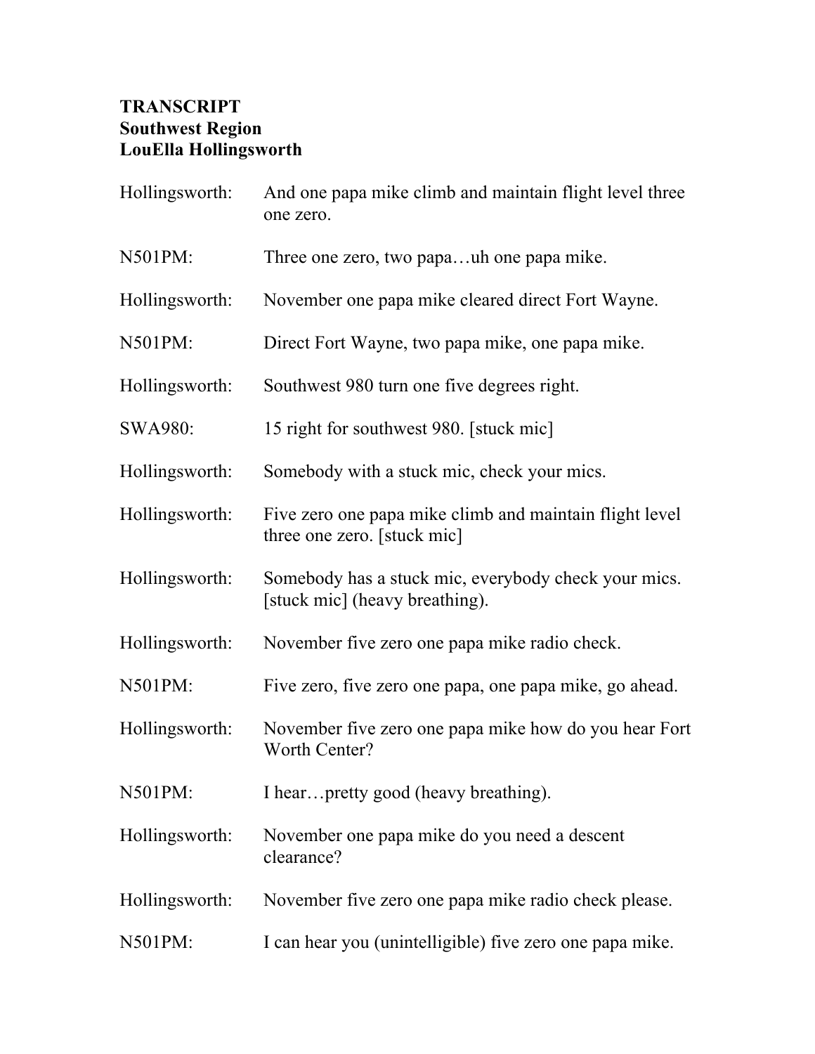**TRANSCRIPT**
**Southwest Region**
**LouElla Hollingsworth**

| | |
|---|---|
| Hollingsworth: | And one papa mike climb and maintain flight level three one zero. |
| N501PM: | Three one zero, two papa…uh one papa mike. |
| Hollingsworth: | November one papa mike cleared direct Fort Wayne. |
| N501PM: | Direct Fort Wayne, two papa mike, one papa mike. |
| Hollingsworth: | Southwest 980 turn one five degrees right. |
| SWA980: | 15 right for southwest 980. [stuck mic] |
| Hollingsworth: | Somebody with a stuck mic, check your mics. |
| Hollingsworth: | Five zero one papa mike climb and maintain flight level three one zero. [stuck mic] |
| Hollingsworth: | Somebody has a stuck mic, everybody check your mics. [stuck mic] (heavy breathing). |
| Hollingsworth: | November five zero one papa mike radio check. |
| N501PM: | Five zero, five zero one papa, one papa mike, go ahead. |
| Hollingsworth: | November five zero one papa mike how do you hear Fort Worth Center? |
| N501PM: | I hear…pretty good (heavy breathing). |
| Hollingsworth: | November one papa mike do you need a descent clearance? |
| Hollingsworth: | November five zero one papa mike radio check please. |
| N501PM: | I can hear you (unintelligible) five zero one papa mike. |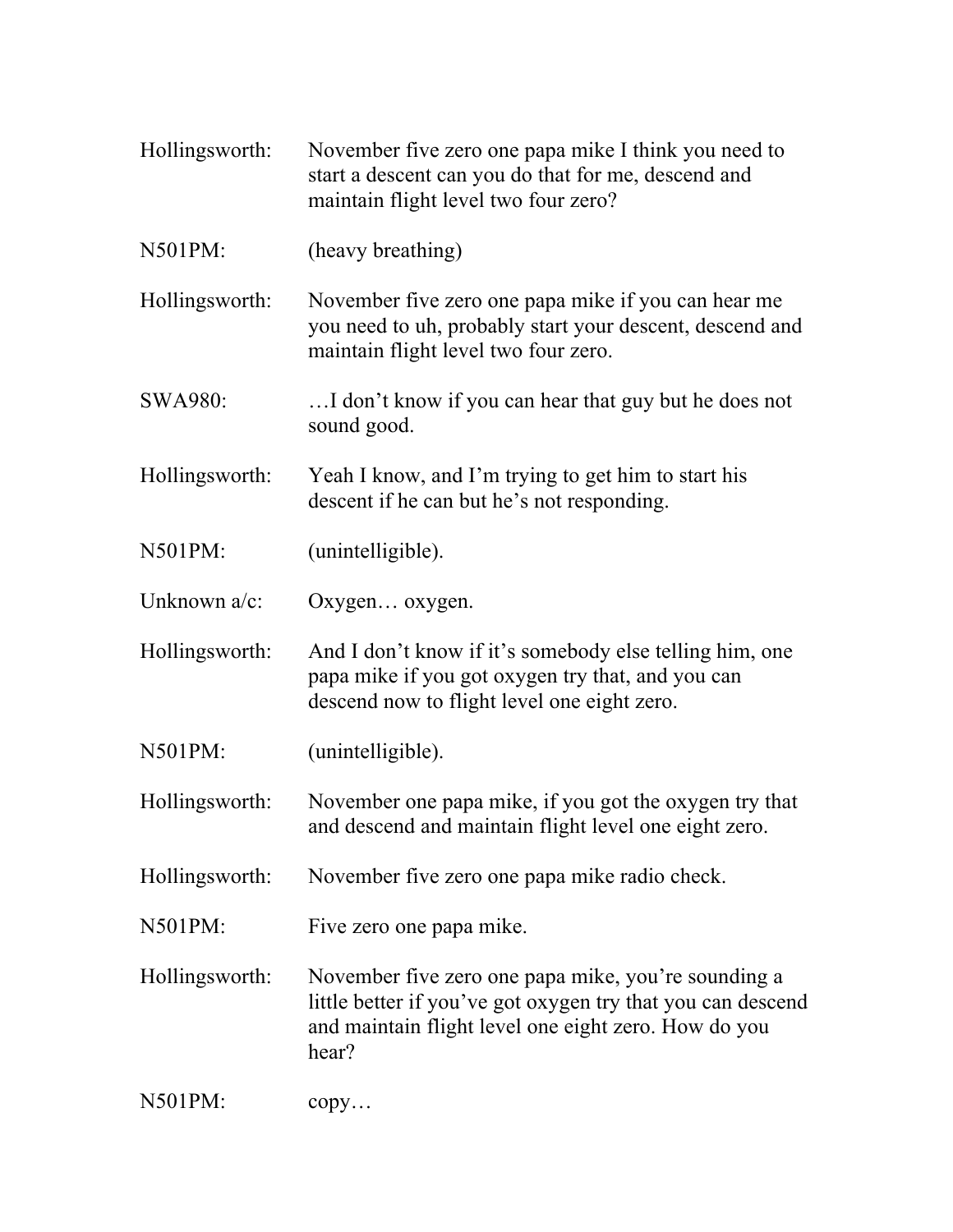Hollingsworth: November five zero one papa mike I think you need to start a descent can you do that for me, descend and maintain flight level two four zero?

N501PM: (heavy breathing)

Hollingsworth: November five zero one papa mike if you can hear me you need to uh, probably start your descent, descend and maintain flight level two four zero.

SWA980: …I don’t know if you can hear that guy but he does not sound good.

Hollingsworth: Yeah I know, and I’m trying to get him to start his descent if he can but he’s not responding.

N501PM: (unintelligible).

Unknown a/c: Oxygen… oxygen.

Hollingsworth: And I don’t know if it’s somebody else telling him, one papa mike if you got oxygen try that, and you can descend now to flight level one eight zero.

N501PM: (unintelligible).

Hollingsworth: November one papa mike, if you got the oxygen try that and descend and maintain flight level one eight zero.

Hollingsworth: November five zero one papa mike radio check.

N501PM: Five zero one papa mike.

Hollingsworth: November five zero one papa mike, you’re sounding a little better if you’ve got oxygen try that you can descend and maintain flight level one eight zero. How do you hear?

N501PM: copy…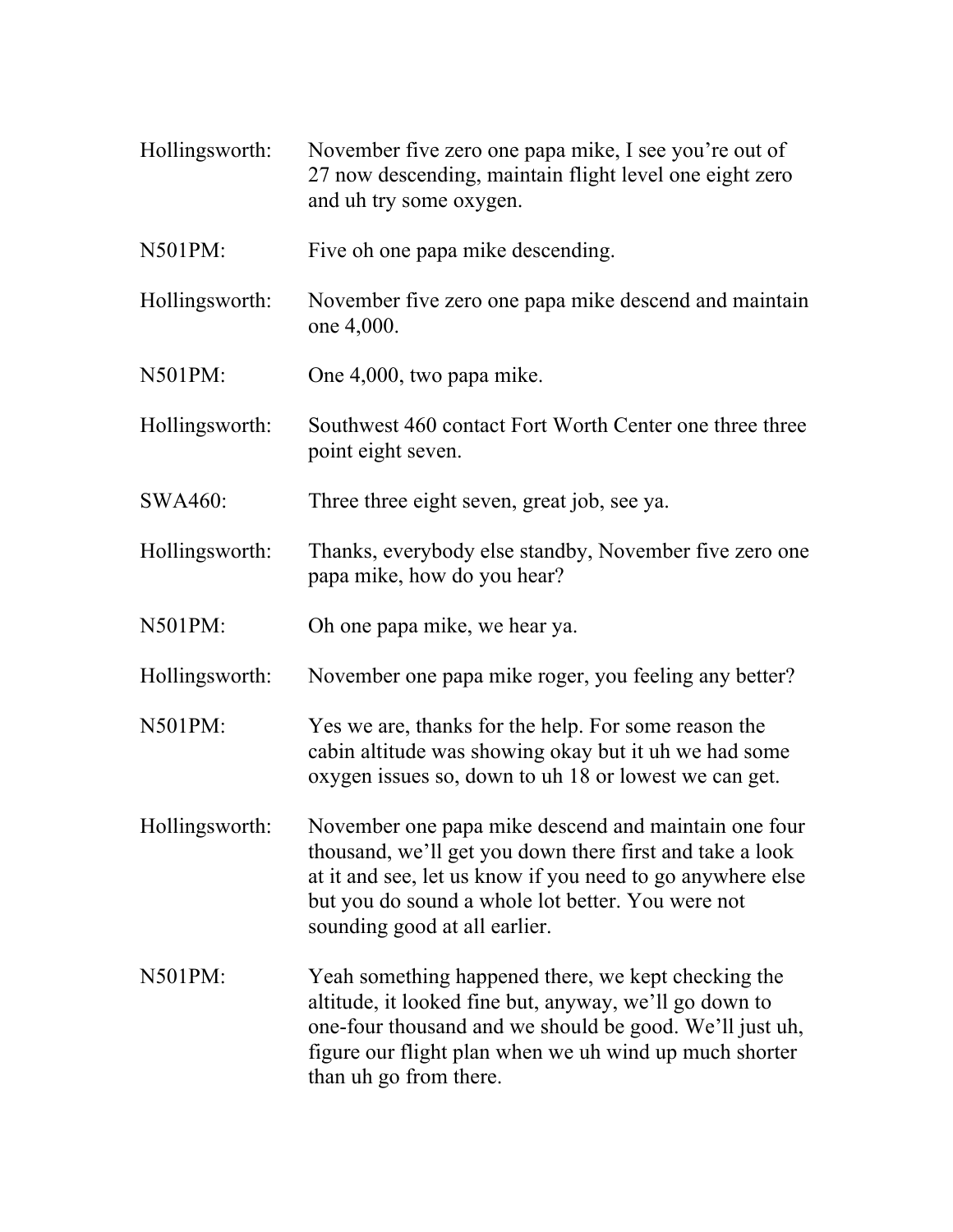Hollingsworth: November five zero one papa mike, I see you're out of 27 now descending, maintain flight level one eight zero and uh try some oxygen.

N501PM: Five oh one papa mike descending.

Hollingsworth: November five zero one papa mike descend and maintain one 4,000.

N501PM: One 4,000, two papa mike.

Hollingsworth: Southwest 460 contact Fort Worth Center one three three point eight seven.

SWA460: Three three eight seven, great job, see ya.

Hollingsworth: Thanks, everybody else standby, November five zero one papa mike, how do you hear?

N501PM: Oh one papa mike, we hear ya.

Hollingsworth: November one papa mike roger, you feeling any better?

N501PM: Yes we are, thanks for the help. For some reason the cabin altitude was showing okay but it uh we had some oxygen issues so, down to uh 18 or lowest we can get.

Hollingsworth: November one papa mike descend and maintain one four thousand, we'll get you down there first and take a look at it and see, let us know if you need to go anywhere else but you do sound a whole lot better. You were not sounding good at all earlier.

N501PM: Yeah something happened there, we kept checking the altitude, it looked fine but, anyway, we'll go down to one-four thousand and we should be good. We'll just uh, figure our flight plan when we uh wind up much shorter than uh go from there.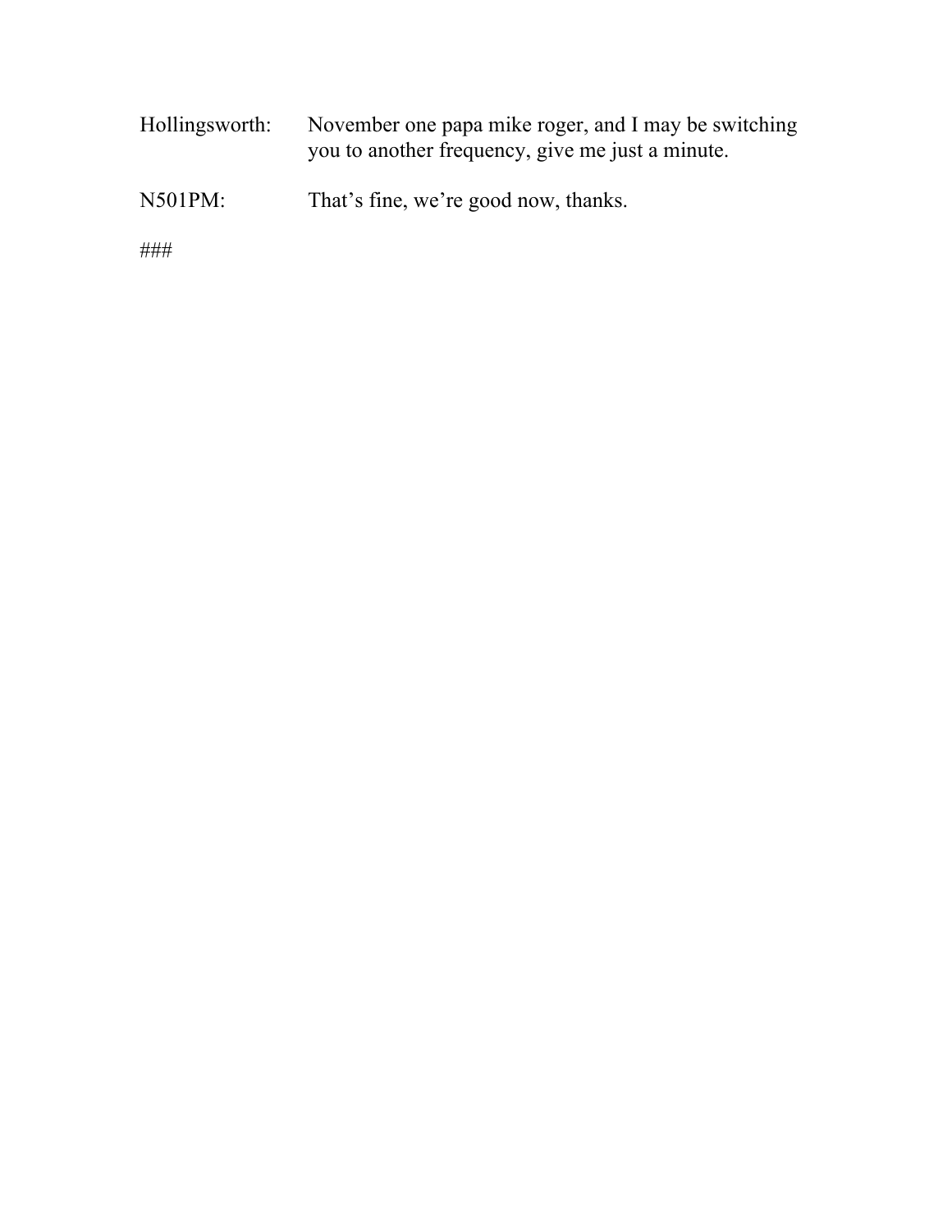Hollingsworth: November one papa mike roger, and I may be switching you to another frequency, give me just a minute.

N501PM: That's fine, we're good now, thanks.

###